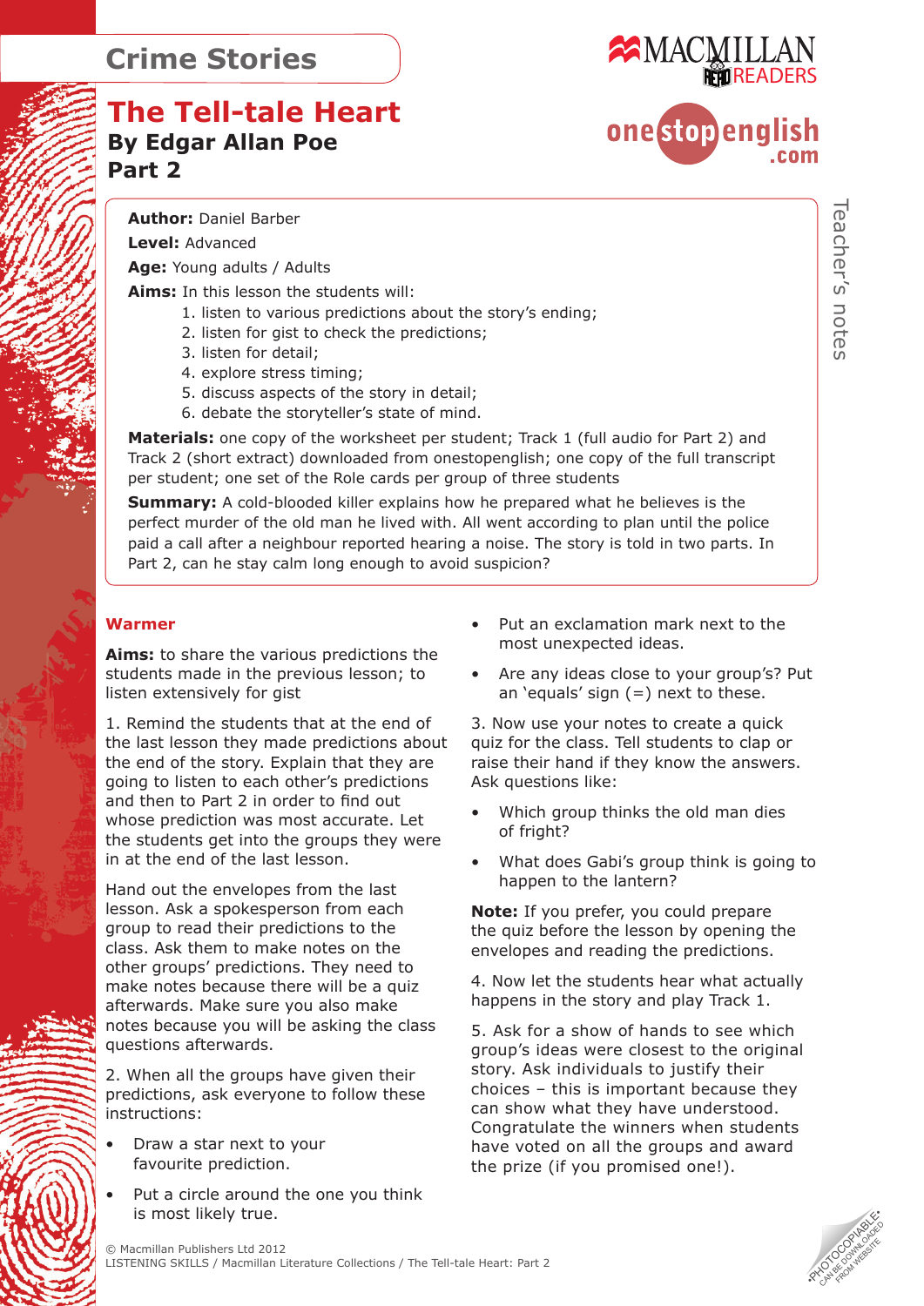# Crime Stories

## The Tell-tale Heart
### By Edgar Allan Poe
### Part 2

**Author:** Daniel Barber

**Level:** Advanced

**Age:** Young adults / Adults

**Aims:** In this lesson the students will:

1. listen to various predictions about the story's ending;
2. listen for gist to check the predictions;
3. listen for detail;
4. explore stress timing;
5. discuss aspects of the story in detail;
6. debate the storyteller's state of mind.

**Materials:** one copy of the worksheet per student; Track 1 (full audio for Part 2) and Track 2 (short extract) downloaded from onestopenglish; one copy of the full transcript per student; one set of the Role cards per group of three students

**Summary:** A cold-blooded killer explains how he prepared what he believes is the perfect murder of the old man he lived with. All went according to plan until the police paid a call after a neighbour reported hearing a noise. The story is told in two parts. In Part 2, can he stay calm long enough to avoid suspicion?

### Warmer

**Aims:** to share the various predictions the students made in the previous lesson; to listen extensively for gist

1. Remind the students that at the end of the last lesson they made predictions about the end of the story. Explain that they are going to listen to each other's predictions and then to Part 2 in order to find out whose prediction was most accurate. Let the students get into the groups they were in at the end of the last lesson.

Hand out the envelopes from the last lesson. Ask a spokesperson from each group to read their predictions to the class. Ask them to make notes on the other groups' predictions. They need to make notes because there will be a quiz afterwards. Make sure you also make notes because you will be asking the class questions afterwards.

2. When all the groups have given their predictions, ask everyone to follow these instructions:

- Draw a star next to your favourite prediction.
- Put a circle around the one you think is most likely true.
- Put an exclamation mark next to the most unexpected ideas.
- Are any ideas close to your group's? Put an 'equals' sign (=) next to these.

3. Now use your notes to create a quick quiz for the class. Tell students to clap or raise their hand if they know the answers. Ask questions like:

- Which group thinks the old man dies of fright?
- What does Gabi's group think is going to happen to the lantern?

**Note:** If you prefer, you could prepare the quiz before the lesson by opening the envelopes and reading the predictions.

4. Now let the students hear what actually happens in the story and play Track 1.

5. Ask for a show of hands to see which group's ideas were closest to the original story. Ask individuals to justify their choices – this is important because they can show what they have understood. Congratulate the winners when students have voted on all the groups and award the prize (if you promised one!).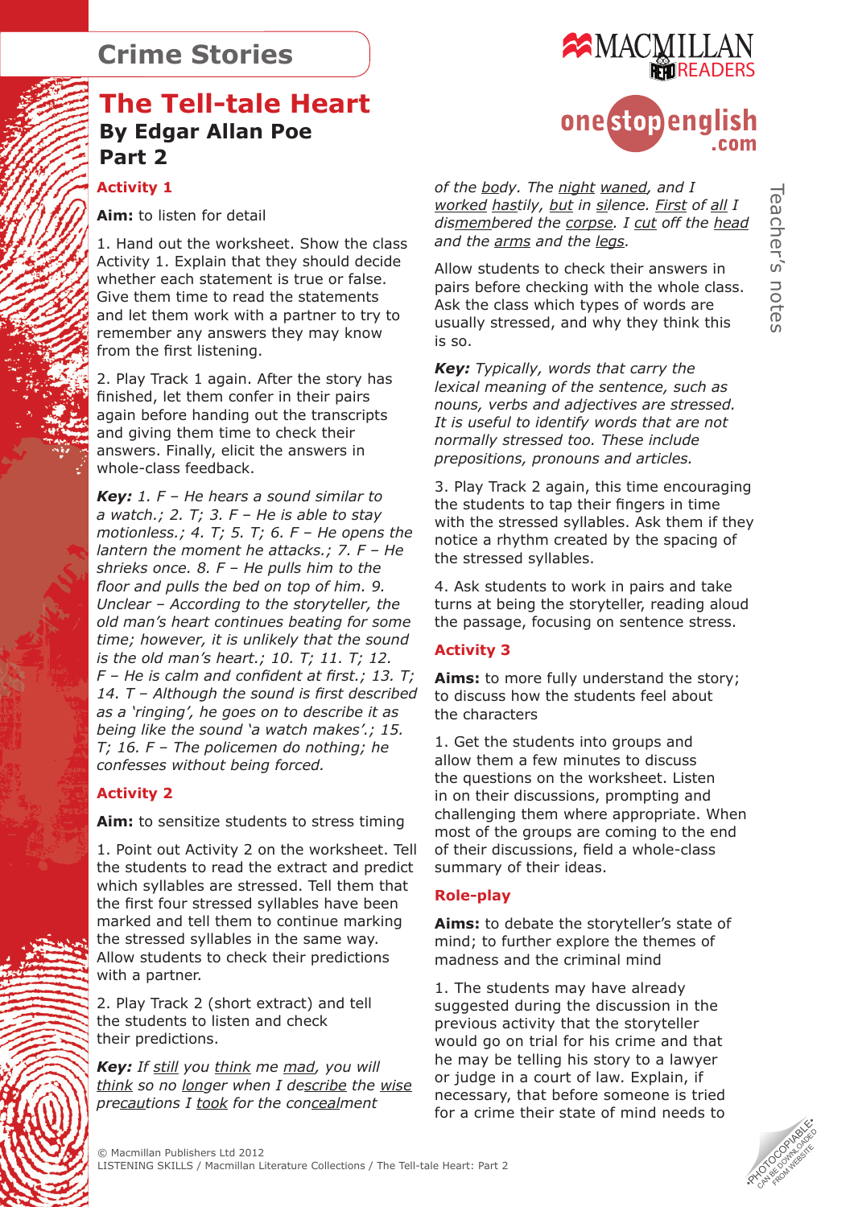# Crime Stories

## The Tell-tale Heart

### By Edgar Allan Poe
### Part 2

#### Activity 1

**Aim:** to listen for detail

1. Hand out the worksheet. Show the class Activity 1. Explain that they should decide whether each statement is true or false. Give them time to read the statements and let them work with a partner to try to remember any answers they may know from the first listening.

2. Play Track 1 again. After the story has finished, let them confer in their pairs again before handing out the transcripts and giving them time to check their answers. Finally, elicit the answers in whole-class feedback.

***Key:*** *1. F – He hears a sound similar to a watch.; 2. T; 3. F – He is able to stay motionless.; 4. T; 5. T; 6. F – He opens the lantern the moment he attacks.; 7. F – He shrieks once. 8. F – He pulls him to the floor and pulls the bed on top of him. 9. Unclear – According to the storyteller, the old man's heart continues beating for some time; however, it is unlikely that the sound is the old man's heart.; 10. T; 11. T; 12. F – He is calm and confident at first.; 13. T; 14. T – Although the sound is first described as a 'ringing', he goes on to describe it as being like the sound 'a watch makes'.; 15. T; 16. F – The policemen do nothing; he confesses without being forced.*

#### Activity 2

**Aim:** to sensitize students to stress timing

1. Point out Activity 2 on the worksheet. Tell the students to read the extract and predict which syllables are stressed. Tell them that the first four stressed syllables have been marked and tell them to continue marking the stressed syllables in the same way. Allow students to check their predictions with a partner.

2. Play Track 2 (short extract) and tell the students to listen and check their predictions.

***Key:*** *If <u>still</u> you <u>think</u> me <u>mad</u>, you will <u>think</u> so no <u>lon</u>ger when I de<u>scribe</u> the <u>wise</u> pre<u>cau</u>tions I <u>took</u> for the con<u>ceal</u>ment of the <u>bo</u>dy. The <u>night</u> <u>waned</u>, and I <u>worked</u> <u>hast</u>ily, <u>but</u> in <u>si</u>lence. <u>First</u> of <u>all</u> I dis<u>mem</u>bered the <u>corpse</u>. I <u>cut</u> off the <u>head</u> and the <u>arms</u> and the <u>legs</u>.*

Allow students to check their answers in pairs before checking with the whole class. Ask the class which types of words are usually stressed, and why they think this is so.

***Key:*** *Typically, words that carry the lexical meaning of the sentence, such as nouns, verbs and adjectives are stressed. It is useful to identify words that are not normally stressed too. These include prepositions, pronouns and articles.*

3. Play Track 2 again, this time encouraging the students to tap their fingers in time with the stressed syllables. Ask them if they notice a rhythm created by the spacing of the stressed syllables.

4. Ask students to work in pairs and take turns at being the storyteller, reading aloud the passage, focusing on sentence stress.

#### Activity 3

**Aims:** to more fully understand the story; to discuss how the students feel about the characters

1. Get the students into groups and allow them a few minutes to discuss the questions on the worksheet. Listen in on their discussions, prompting and challenging them where appropriate. When most of the groups are coming to the end of their discussions, field a whole-class summary of their ideas.

#### Role-play

**Aims:** to debate the storyteller's state of mind; to further explore the themes of madness and the criminal mind

1. The students may have already suggested during the discussion in the previous activity that the storyteller would go on trial for his crime and that he may be telling his story to a lawyer or judge in a court of law. Explain, if necessary, that before someone is tried for a crime their state of mind needs to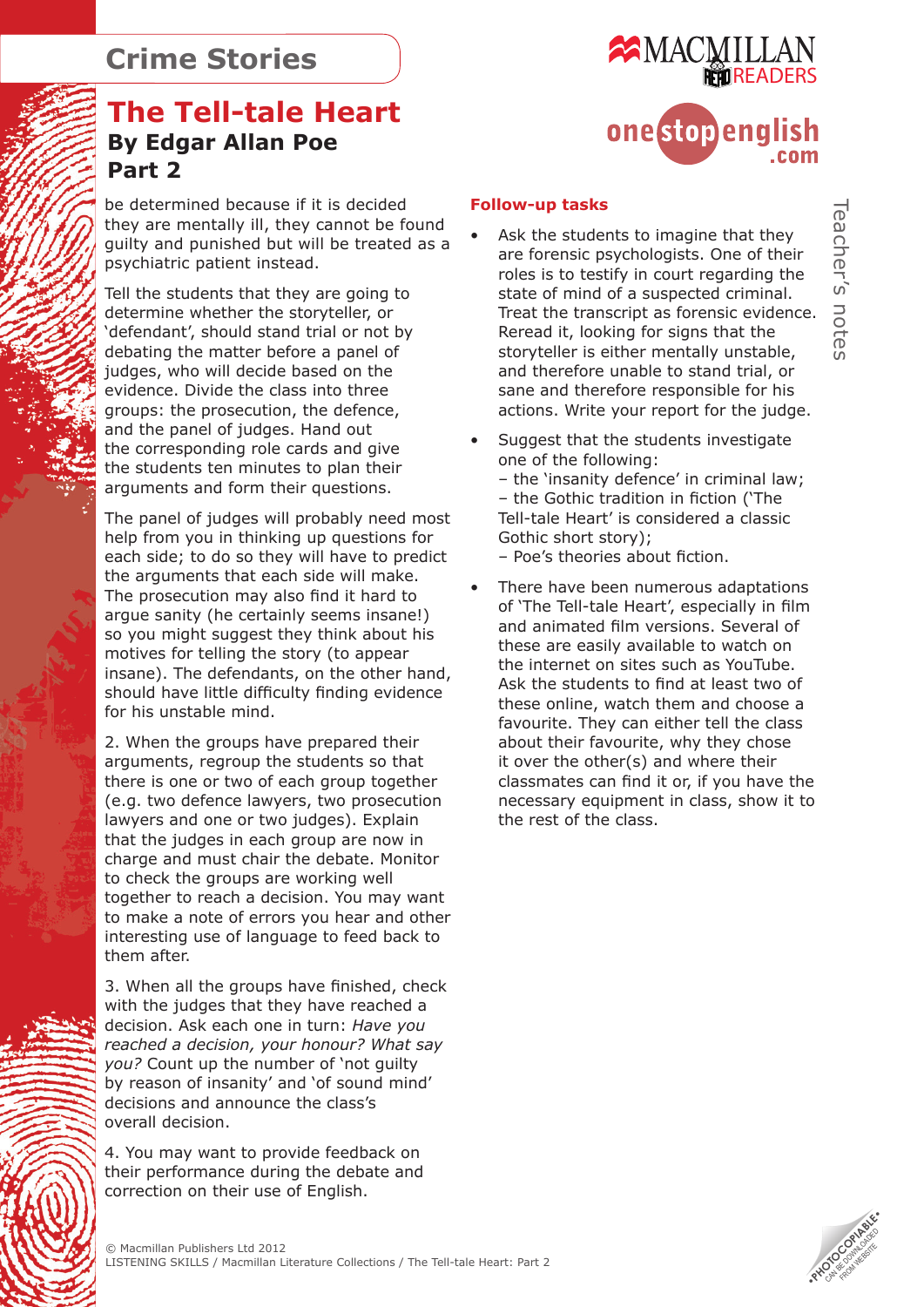# Crime Stories

## The Tell-tale Heart
### By Edgar Allan Poe
### Part 2

be determined because if it is decided they are mentally ill, they cannot be found guilty and punished but will be treated as a psychiatric patient instead.

Tell the students that they are going to determine whether the storyteller, or 'defendant', should stand trial or not by debating the matter before a panel of judges, who will decide based on the evidence. Divide the class into three groups: the prosecution, the defence, and the panel of judges. Hand out the corresponding role cards and give the students ten minutes to plan their arguments and form their questions.

The panel of judges will probably need most help from you in thinking up questions for each side; to do so they will have to predict the arguments that each side will make. The prosecution may also find it hard to argue sanity (he certainly seems insane!) so you might suggest they think about his motives for telling the story (to appear insane). The defendants, on the other hand, should have little difficulty finding evidence for his unstable mind.

2. When the groups have prepared their arguments, regroup the students so that there is one or two of each group together (e.g. two defence lawyers, two prosecution lawyers and one or two judges). Explain that the judges in each group are now in charge and must chair the debate. Monitor to check the groups are working well together to reach a decision. You may want to make a note of errors you hear and other interesting use of language to feed back to them after.

3. When all the groups have finished, check with the judges that they have reached a decision. Ask each one in turn: *Have you reached a decision, your honour? What say you?* Count up the number of 'not guilty by reason of insanity' and 'of sound mind' decisions and announce the class's overall decision.

4. You may want to provide feedback on their performance during the debate and correction on their use of English.

### Follow-up tasks

- Ask the students to imagine that they are forensic psychologists. One of their roles is to testify in court regarding the state of mind of a suspected criminal. Treat the transcript as forensic evidence. Reread it, looking for signs that the storyteller is either mentally unstable, and therefore unable to stand trial, or sane and therefore responsible for his actions. Write your report for the judge.
- Suggest that the students investigate one of the following:
  - the 'insanity defence' in criminal law;
  - the Gothic tradition in fiction ('The Tell-tale Heart' is considered a classic Gothic short story);
  - Poe's theories about fiction.
- There have been numerous adaptations of 'The Tell-tale Heart', especially in film and animated film versions. Several of these are easily available to watch on the internet on sites such as YouTube. Ask the students to find at least two of these online, watch them and choose a favourite. They can either tell the class about their favourite, why they chose it over the other(s) and where their classmates can find it or, if you have the necessary equipment in class, show it to the rest of the class.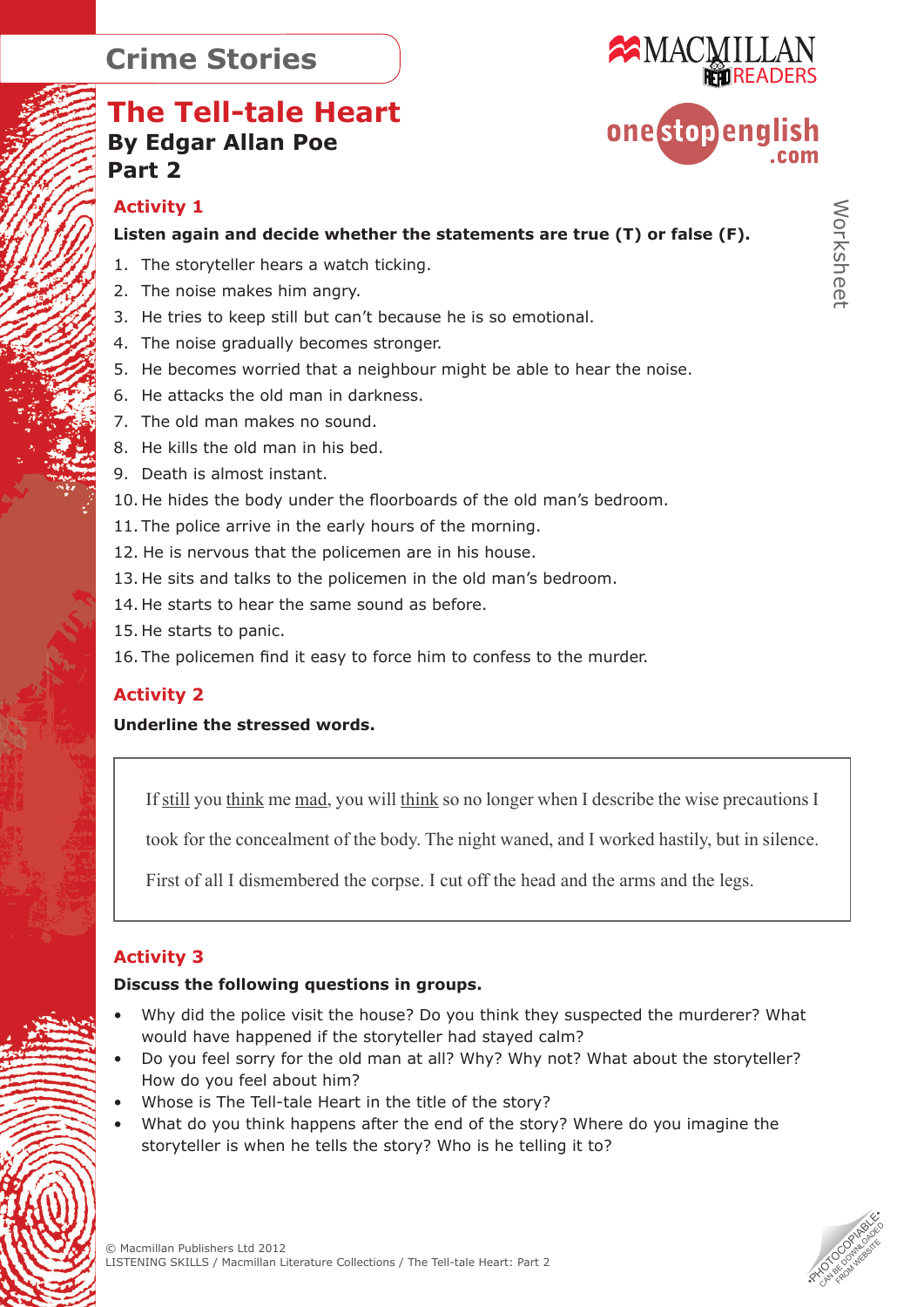# Crime Stories

## The Tell-tale Heart

### By Edgar Allan Poe

### Part 2

MACMILLAN READERS

onestopenglish.com

Worksheet

## Activity 1

**Listen again and decide whether the statements are true (T) or false (F).**

1. The storyteller hears a watch ticking.
2. The noise makes him angry.
3. He tries to keep still but can't because he is so emotional.
4. The noise gradually becomes stronger.
5. He becomes worried that a neighbour might be able to hear the noise.
6. He attacks the old man in darkness.
7. The old man makes no sound.
8. He kills the old man in his bed.
9. Death is almost instant.
10. He hides the body under the floorboards of the old man's bedroom.
11. The police arrive in the early hours of the morning.
12. He is nervous that the policemen are in his house.
13. He sits and talks to the policemen in the old man's bedroom.
14. He starts to hear the same sound as before.
15. He starts to panic.
16. The policemen find it easy to force him to confess to the murder.

## Activity 2

**Underline the stressed words.**

If <u>still</u> you <u>think</u> me <u>mad</u>, you will <u>think</u> so no longer when I describe the wise precautions I took for the concealment of the body. The night waned, and I worked hastily, but in silence. First of all I dismembered the corpse. I cut off the head and the arms and the legs.

## Activity 3

**Discuss the following questions in groups.**

- Why did the police visit the house? Do you think they suspected the murderer? What would have happened if the storyteller had stayed calm?
- Do you feel sorry for the old man at all? Why? Why not? What about the storyteller? How do you feel about him?
- Whose is The Tell-tale Heart in the title of the story?
- What do you think happens after the end of the story? Where do you imagine the storyteller is when he tells the story? Who is he telling it to?

© Macmillan Publishers Ltd 2012
LISTENING SKILLS / Macmillan Literature Collections / The Tell-tale Heart: Part 2

•PHOTOCOPIABLE• CAN BE DOWNLOADED FROM WEBSITE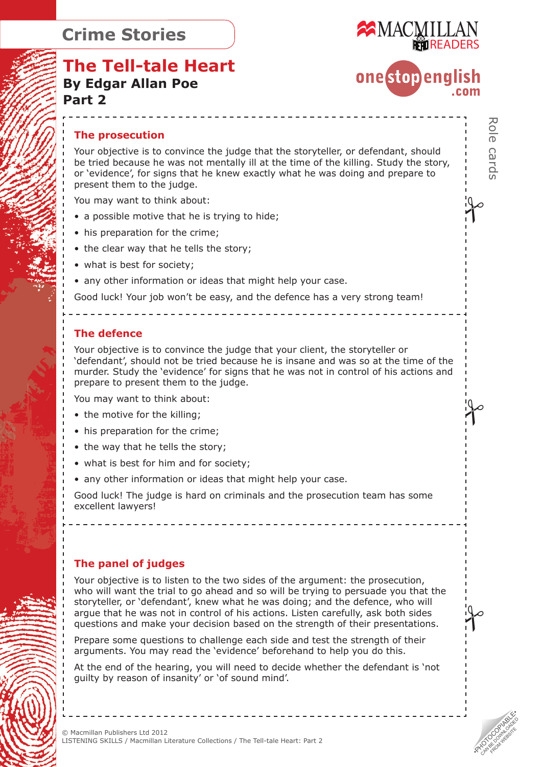# Crime Stories

## The Tell-tale Heart

**By Edgar Allan Poe**

**Part 2**

Role cards

### The prosecution

Your objective is to convince the judge that the storyteller, or defendant, should be tried because he was not mentally ill at the time of the killing. Study the story, or 'evidence', for signs that he knew exactly what he was doing and prepare to present them to the judge.

You may want to think about:

- a possible motive that he is trying to hide;
- his preparation for the crime;
- the clear way that he tells the story;
- what is best for society;
- any other information or ideas that might help your case.

Good luck! Your job won't be easy, and the defence has a very strong team!

### The defence

Your objective is to convince the judge that your client, the storyteller or 'defendant', should not be tried because he is insane and was so at the time of the murder. Study the 'evidence' for signs that he was not in control of his actions and prepare to present them to the judge.

You may want to think about:

- the motive for the killing;
- his preparation for the crime;
- the way that he tells the story;
- what is best for him and for society;
- any other information or ideas that might help your case.

Good luck! The judge is hard on criminals and the prosecution team has some excellent lawyers!

### The panel of judges

Your objective is to listen to the two sides of the argument: the prosecution, who will want the trial to go ahead and so will be trying to persuade you that the storyteller, or 'defendant', knew what he was doing; and the defence, who will argue that he was not in control of his actions. Listen carefully, ask both sides questions and make your decision based on the strength of their presentations.

Prepare some questions to challenge each side and test the strength of their arguments. You may read the 'evidence' beforehand to help you do this.

At the end of the hearing, you will need to decide whether the defendant is 'not guilty by reason of insanity' or 'of sound mind'.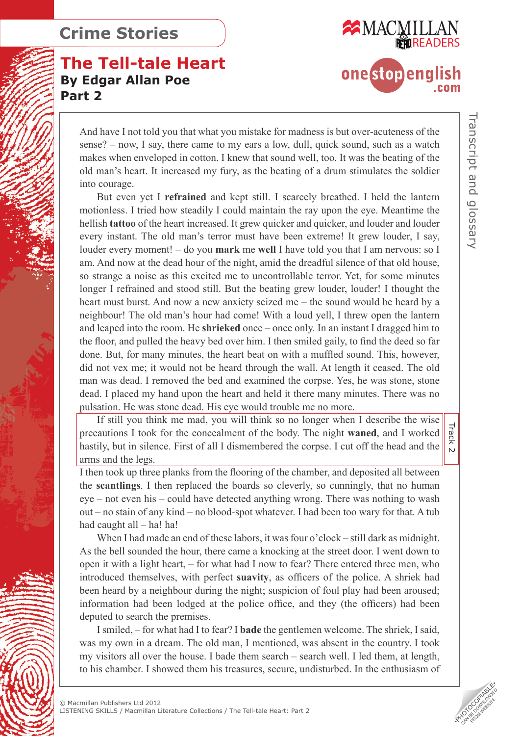And have I not told you that what you mistake for madness is but over-acuteness of the sense? – now, I say, there came to my ears a low, dull, quick sound, such as a watch makes when enveloped in cotton. I knew that sound well, too. It was the beating of the old man's heart. It increased my fury, as the beating of a drum stimulates the soldier into courage.

But even yet I **refrained** and kept still. I scarcely breathed. I held the lantern motionless. I tried how steadily I could maintain the ray upon the eye. Meantime the hellish **tattoo** of the heart increased. It grew quicker and quicker, and louder and louder every instant. The old man's terror must have been extreme! It grew louder, I say, louder every moment! – do you **mark** me **well** I have told you that I am nervous: so I am. And now at the dead hour of the night, amid the dreadful silence of that old house, so strange a noise as this excited me to uncontrollable terror. Yet, for some minutes longer I refrained and stood still. But the beating grew louder, louder! I thought the heart must burst. And now a new anxiety seized me – the sound would be heard by a neighbour! The old man's hour had come! With a loud yell, I threw open the lantern and leaped into the room. He **shrieked** once – once only. In an instant I dragged him to the floor, and pulled the heavy bed over him. I then smiled gaily, to find the deed so far done. But, for many minutes, the heart beat on with a muffled sound. This, however, did not vex me; it would not be heard through the wall. At length it ceased. The old man was dead. I removed the bed and examined the corpse. Yes, he was stone, stone dead. I placed my hand upon the heart and held it there many minutes. There was no pulsation. He was stone dead. His eye would trouble me no more.

Track 2

If still you think me mad, you will think so no longer when I describe the wise precautions I took for the concealment of the body. The night **waned**, and I worked hastily, but in silence. First of all I dismembered the corpse. I cut off the head and the arms and the legs.

I then took up three planks from the flooring of the chamber, and deposited all between the **scantlings**. I then replaced the boards so cleverly, so cunningly, that no human eye – not even his – could have detected anything wrong. There was nothing to wash out – no stain of any kind – no blood-spot whatever. I had been too wary for that. A tub had caught all – ha! ha!

When I had made an end of these labors, it was four o'clock – still dark as midnight. As the bell sounded the hour, there came a knocking at the street door. I went down to open it with a light heart, – for what had I now to fear? There entered three men, who introduced themselves, with perfect **suavity**, as officers of the police. A shriek had been heard by a neighbour during the night; suspicion of foul play had been aroused; information had been lodged at the police office, and they (the officers) had been deputed to search the premises.

I smiled, – for what had I to fear? I **bade** the gentlemen welcome. The shriek, I said, was my own in a dream. The old man, I mentioned, was absent in the country. I took my visitors all over the house. I bade them search – search well. I led them, at length, to his chamber. I showed them his treasures, secure, undisturbed. In the enthusiasm of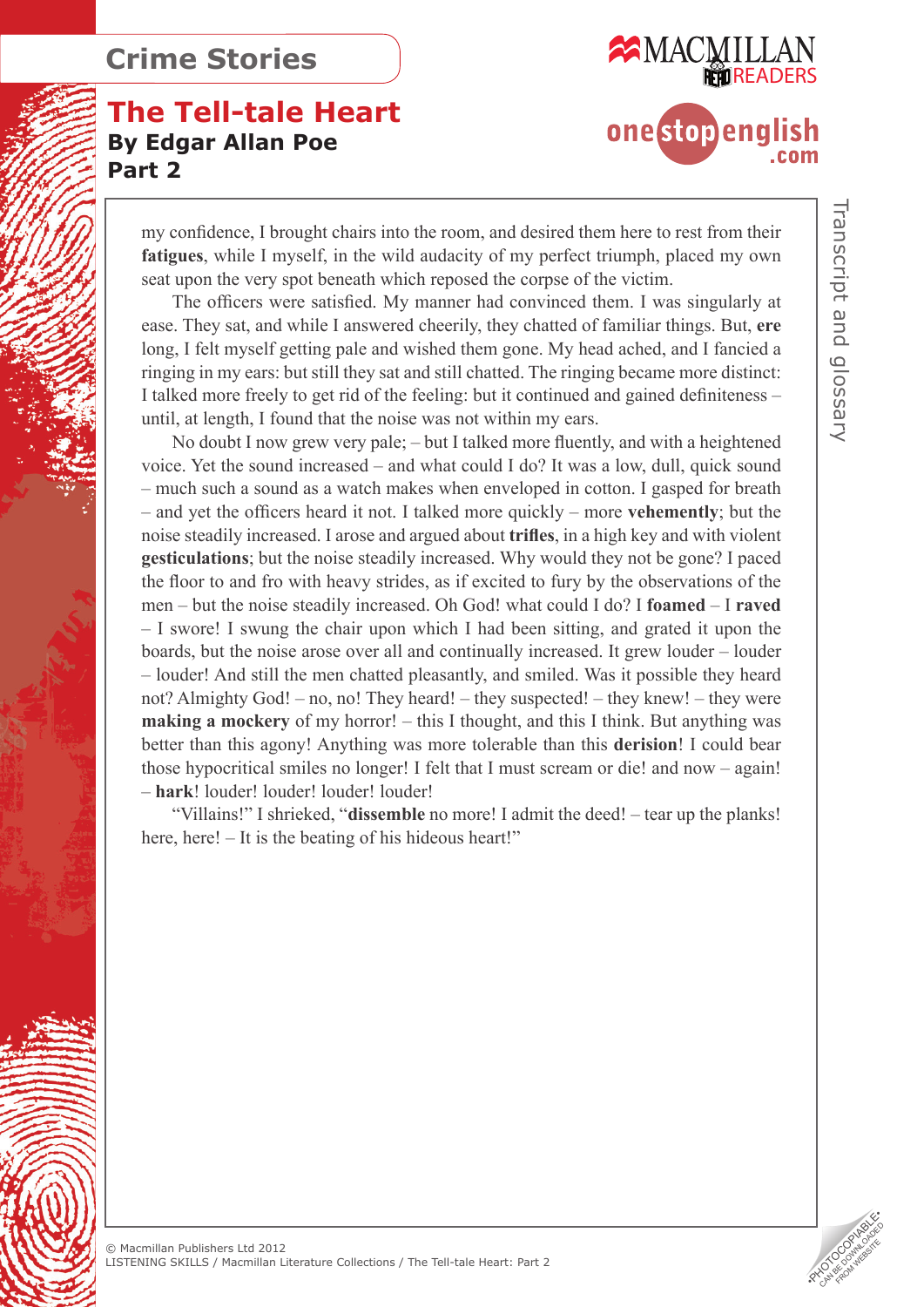my confidence, I brought chairs into the room, and desired them here to rest from their **fatigues**, while I myself, in the wild audacity of my perfect triumph, placed my own seat upon the very spot beneath which reposed the corpse of the victim.

The officers were satisfied. My manner had convinced them. I was singularly at ease. They sat, and while I answered cheerily, they chatted of familiar things. But, **ere** long, I felt myself getting pale and wished them gone. My head ached, and I fancied a ringing in my ears: but still they sat and still chatted. The ringing became more distinct: I talked more freely to get rid of the feeling: but it continued and gained definiteness – until, at length, I found that the noise was not within my ears.

No doubt I now grew very pale; – but I talked more fluently, and with a heightened voice. Yet the sound increased – and what could I do? It was a low, dull, quick sound – much such a sound as a watch makes when enveloped in cotton. I gasped for breath – and yet the officers heard it not. I talked more quickly – more **vehemently**; but the noise steadily increased. I arose and argued about **trifles**, in a high key and with violent **gesticulations**; but the noise steadily increased. Why would they not be gone? I paced the floor to and fro with heavy strides, as if excited to fury by the observations of the men – but the noise steadily increased. Oh God! what could I do? I **foamed** – I **raved** – I swore! I swung the chair upon which I had been sitting, and grated it upon the boards, but the noise arose over all and continually increased. It grew louder – louder – louder! And still the men chatted pleasantly, and smiled. Was it possible they heard not? Almighty God! – no, no! They heard! – they suspected! – they knew! – they were **making a mockery** of my horror! – this I thought, and this I think. But anything was better than this agony! Anything was more tolerable than this **derision**! I could bear those hypocritical smiles no longer! I felt that I must scream or die! and now – again! – **hark**! louder! louder! louder! louder!

"Villains!" I shrieked, "**dissemble** no more! I admit the deed! – tear up the planks! here, here! – It is the beating of his hideous heart!"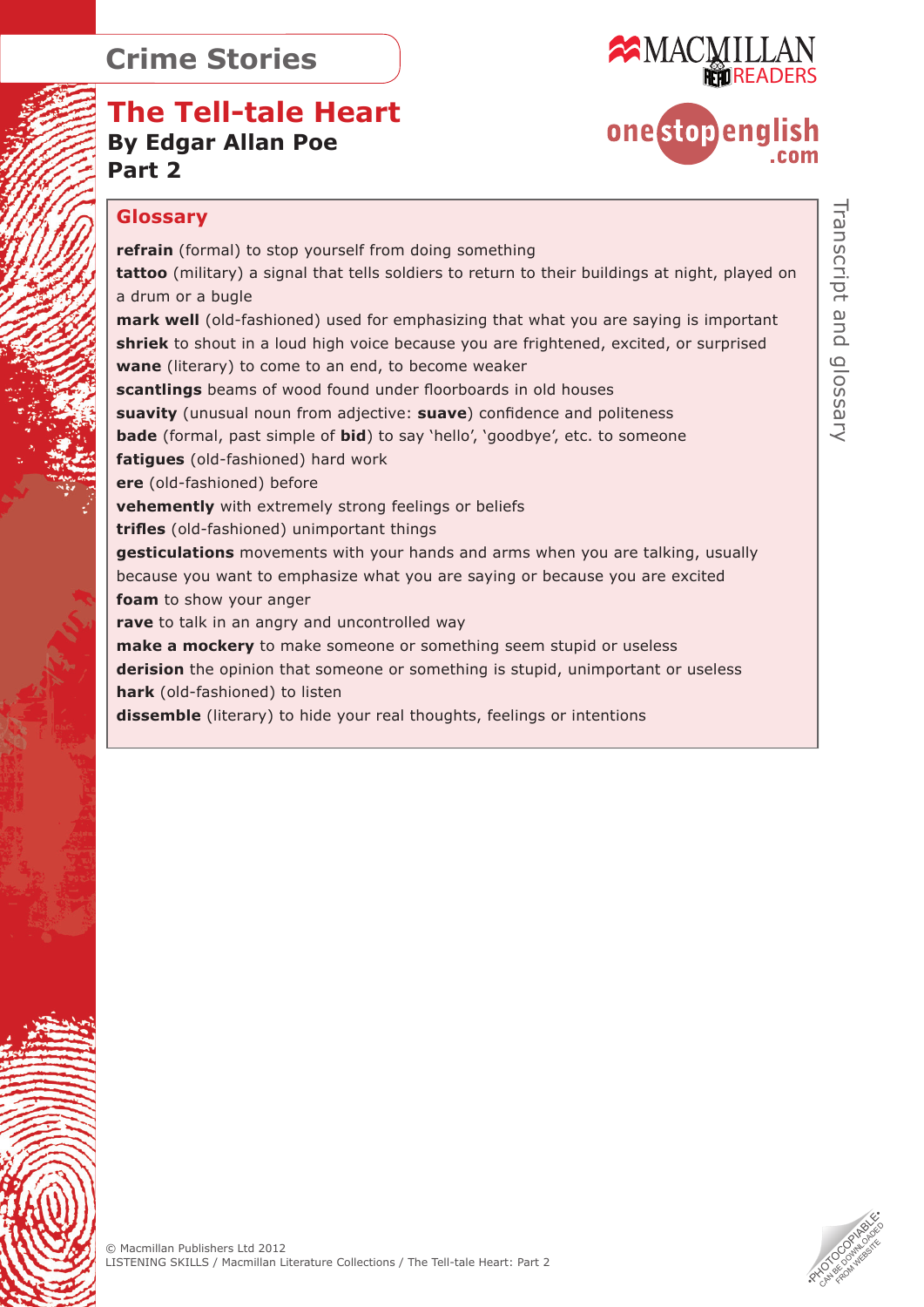# Crime Stories

## The Tell-tale Heart

### By Edgar Allan Poe
### Part 2

## Glossary

**refrain** (formal) to stop yourself from doing something
**tattoo** (military) a signal that tells soldiers to return to their buildings at night, played on a drum or a bugle
**mark well** (old-fashioned) used for emphasizing that what you are saying is important
**shriek** to shout in a loud high voice because you are frightened, excited, or surprised
**wane** (literary) to come to an end, to become weaker
**scantlings** beams of wood found under floorboards in old houses
**suavity** (unusual noun from adjective: **suave**) confidence and politeness
**bade** (formal, past simple of **bid**) to say 'hello', 'goodbye', etc. to someone
**fatigues** (old-fashioned) hard work
**ere** (old-fashioned) before
**vehemently** with extremely strong feelings or beliefs
**trifles** (old-fashioned) unimportant things
**gesticulations** movements with your hands and arms when you are talking, usually because you want to emphasize what you are saying or because you are excited
**foam** to show your anger
**rave** to talk in an angry and uncontrolled way
**make a mockery** to make someone or something seem stupid or useless
**derision** the opinion that someone or something is stupid, unimportant or useless
**hark** (old-fashioned) to listen
**dissemble** (literary) to hide your real thoughts, feelings or intentions

© Macmillan Publishers Ltd 2012
LISTENING SKILLS / Macmillan Literature Collections / The Tell-tale Heart: Part 2